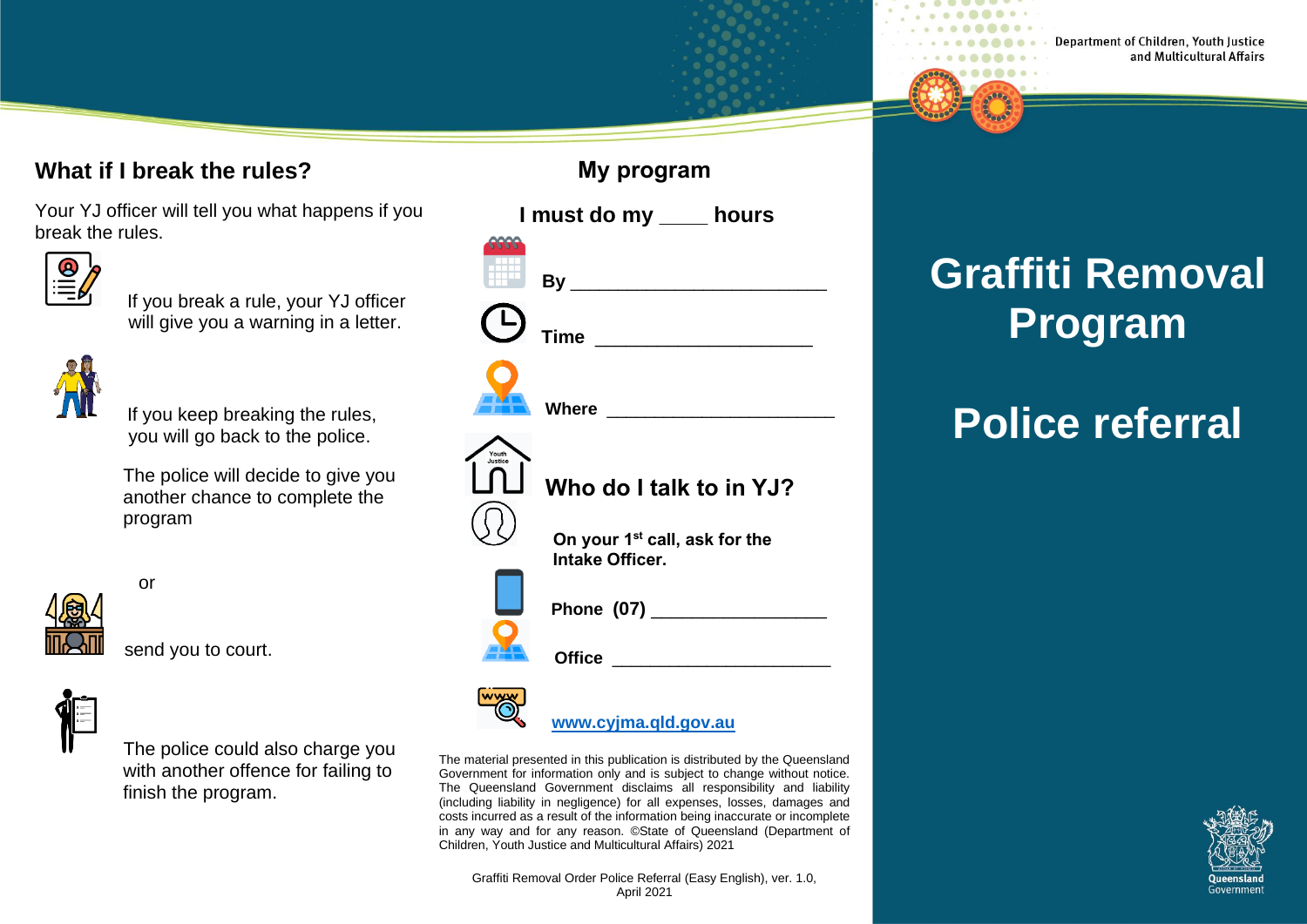## What if I break the rules?

Your YJ officer will tell you what happens if you break the rules.

If you break a rule, your YJ officer will give you a warning in a letter.

If you keep breaking the rules, you will go back to the police.

The police will decide to give you another chance to complete the program

or

send you to court.

The police could also charge you with another offence for failing to finish the program.

## My program

**I must do my ____ hours**

**By** ________________________

**Time** ____________________

**Where** _____________________

## Who do I talk to in YJ?

**On your 1st call, ask for the Intake Officer.**

**Phone (07)** ________________

**Office** ____________________

**www.cyjma.qld.gov.au**

The material presented in this publication is distributed by the Queensland Government for information only and is subject to change without notice. The Queensland Government disclaims all responsibility and liability (including liability in negligence) for all expenses, losses, damages and costs incurred as a result of the information being inaccurate or incomplete in any way and for any reason. ©State of Queensland (Department of Children, Youth Justice and Multicultural Affairs) 2021

Graffiti Removal Order Police Referral (Easy English), ver. 1.0, April 2021

Department of Children, Youth Justice and Multicultural Affairs

# Graffiti Removal Program

# Police referral

Queensland Government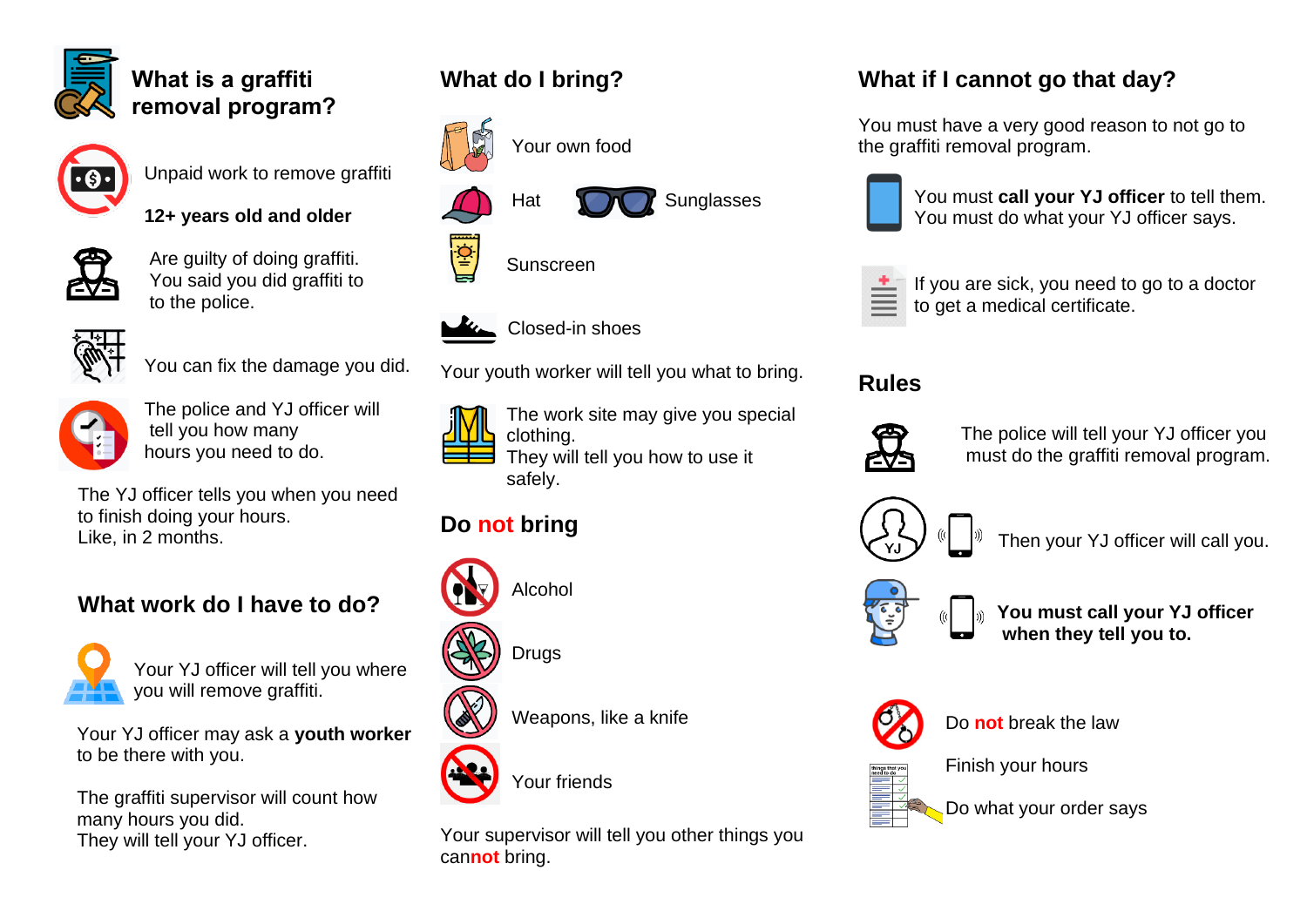## What is a graffiti removal program?

Unpaid work to remove graffiti

**12+ years old and older**

Are guilty of doing graffiti.
You said you did graffiti to to the police.

You can fix the damage you did.

The police and YJ officer will tell you how many hours you need to do.

The YJ officer tells you when you need to finish doing your hours.
Like, in 2 months.

## What work do I have to do?

Your YJ officer will tell you where you will remove graffiti.

Your YJ officer may ask a **youth worker** to be there with you.

The graffiti supervisor will count how many hours you did.
They will tell your YJ officer.

## What do I bring?

Your own food

Hat

Sunglasses

Sunscreen

Closed-in shoes

Your youth worker will tell you what to bring.

The work site may give you special clothing.
They will tell you how to use it safely.

## Do not bring

Alcohol

Drugs

Weapons, like a knife

Your friends

Your supervisor will tell you other things you cannot bring.

## What if I cannot go that day?

You must have a very good reason to not go to the graffiti removal program.

You must **call your YJ officer** to tell them.
You must do what your YJ officer says.

If you are sick, you need to go to a doctor to get a medical certificate.

## Rules

The police will tell your YJ officer you must do the graffiti removal program.

Then your YJ officer will call you.

**You must call your YJ officer when they tell you to.**

Do **not** break the law

Finish your hours

Do what your order says